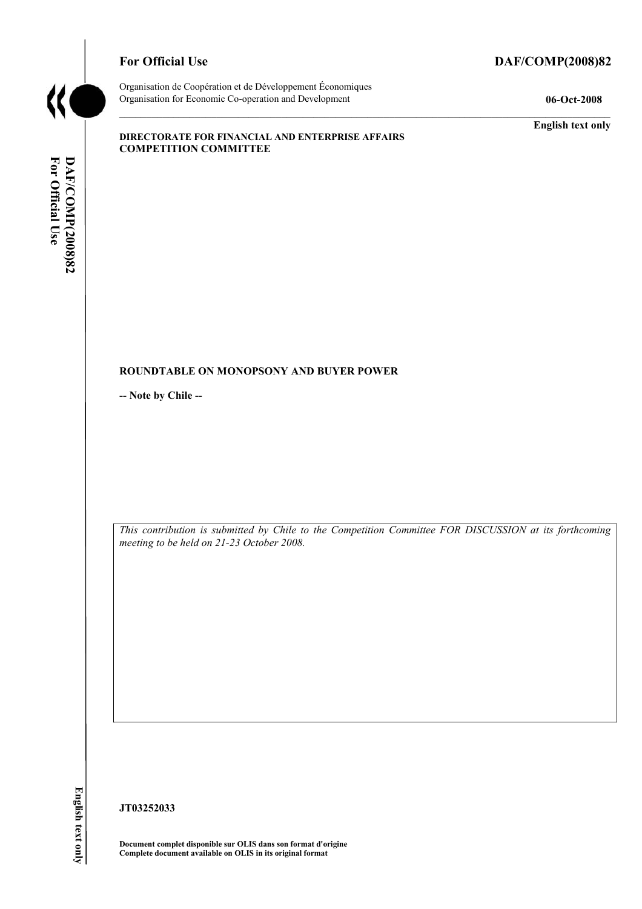**For Official Use** **DAF/COMP(2008)82**

Organisation de Coopération et de Développement Économiques
Organisation for Economic Co-operation and Development **06-Oct-2008**

**English text only**

**DIRECTORATE FOR FINANCIAL AND ENTERPRISE AFFAIRS**
**COMPETITION COMMITTEE**

**ROUNDTABLE ON MONOPSONY AND BUYER POWER**

**-- Note by Chile --**

*This contribution is submitted by Chile to the Competition Committee FOR DISCUSSION at its forthcoming meeting to be held on 21-23 October 2008.*

**JT03252033**

**Document complet disponible sur OLIS dans son format d'origine**
**Complete document available on OLIS in its original format**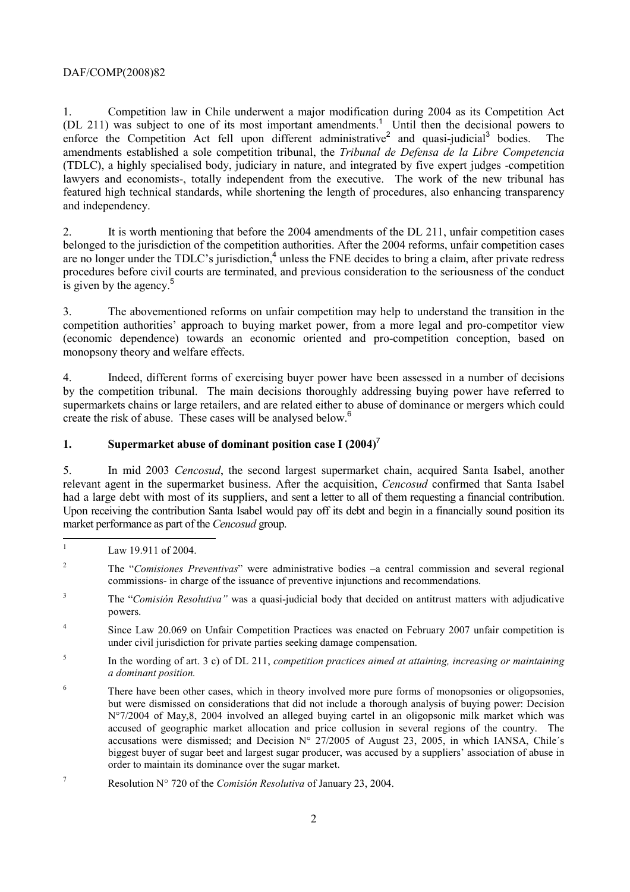1. Competition law in Chile underwent a major modification during 2004 as its Competition Act (DL 211) was subject to one of its most important amendments.[1] Until then the decisional powers to enforce the Competition Act fell upon different administrative[2] and quasi-judicial[3] bodies. The amendments established a sole competition tribunal, the *Tribunal de Defensa de la Libre Competencia* (TDLC), a highly specialised body, judiciary in nature, and integrated by five expert judges -competition lawyers and economists-, totally independent from the executive. The work of the new tribunal has featured high technical standards, while shortening the length of procedures, also enhancing transparency and independency.

2. It is worth mentioning that before the 2004 amendments of the DL 211, unfair competition cases belonged to the jurisdiction of the competition authorities. After the 2004 reforms, unfair competition cases are no longer under the TDLC's jurisdiction,[4] unless the FNE decides to bring a claim, after private redress procedures before civil courts are terminated, and previous consideration to the seriousness of the conduct is given by the agency.[5]

3. The abovementioned reforms on unfair competition may help to understand the transition in the competition authorities' approach to buying market power, from a more legal and pro-competitor view (economic dependence) towards an economic oriented and pro-competition conception, based on monopsony theory and welfare effects.

4. Indeed, different forms of exercising buyer power have been assessed in a number of decisions by the competition tribunal. The main decisions thoroughly addressing buying power have referred to supermarkets chains or large retailers, and are related either to abuse of dominance or mergers which could create the risk of abuse. These cases will be analysed below.[6]

## 1. Supermarket abuse of dominant position case I (2004)[7]

5. In mid 2003 *Cencosud*, the second largest supermarket chain, acquired Santa Isabel, another relevant agent in the supermarket business. After the acquisition, *Cencosud* confirmed that Santa Isabel had a large debt with most of its suppliers, and sent a letter to all of them requesting a financial contribution. Upon receiving the contribution Santa Isabel would pay off its debt and begin in a financially sound position its market performance as part of the *Cencosud* group.

---

[1] Law 19.911 of 2004.

[2] The "*Comisiones Preventivas*" were administrative bodies –a central commission and several regional commissions- in charge of the issuance of preventive injunctions and recommendations.

[3] The "*Comisión Resolutiva"* was a quasi-judicial body that decided on antitrust matters with adjudicative powers.

[4] Since Law 20.069 on Unfair Competition Practices was enacted on February 2007 unfair competition is under civil jurisdiction for private parties seeking damage compensation.

[5] In the wording of art. 3 c) of DL 211, *competition practices aimed at attaining, increasing or maintaining a dominant position.*

[6] There have been other cases, which in theory involved more pure forms of monopsonies or oligopsonies, but were dismissed on considerations that did not include a thorough analysis of buying power: Decision N°7/2004 of May,8, 2004 involved an alleged buying cartel in an oligopsonic milk market which was accused of geographic market allocation and price collusion in several regions of the country. The accusations were dismissed; and Decision N° 27/2005 of August 23, 2005, in which IANSA, Chile´s biggest buyer of sugar beet and largest sugar producer, was accused by a suppliers' association of abuse in order to maintain its dominance over the sugar market.

[7] Resolution N° 720 of the *Comisión Resolutiva* of January 23, 2004.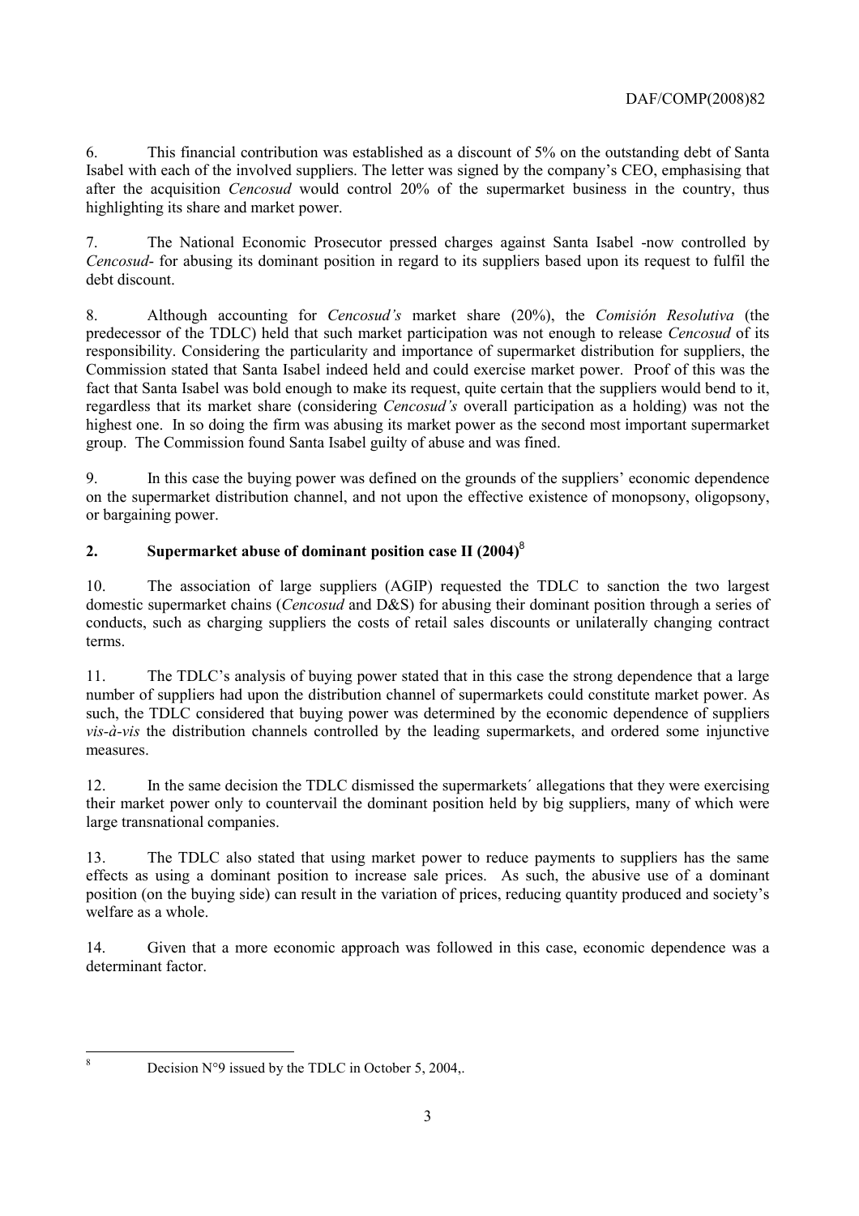6. This financial contribution was established as a discount of 5% on the outstanding debt of Santa Isabel with each of the involved suppliers. The letter was signed by the company's CEO, emphasising that after the acquisition *Cencosud* would control 20% of the supermarket business in the country, thus highlighting its share and market power.

7. The National Economic Prosecutor pressed charges against Santa Isabel -now controlled by *Cencosud*- for abusing its dominant position in regard to its suppliers based upon its request to fulfil the debt discount.

8. Although accounting for *Cencosud's* market share (20%), the *Comisión Resolutiva* (the predecessor of the TDLC) held that such market participation was not enough to release *Cencosud* of its responsibility. Considering the particularity and importance of supermarket distribution for suppliers, the Commission stated that Santa Isabel indeed held and could exercise market power. Proof of this was the fact that Santa Isabel was bold enough to make its request, quite certain that the suppliers would bend to it, regardless that its market share (considering *Cencosud's* overall participation as a holding) was not the highest one. In so doing the firm was abusing its market power as the second most important supermarket group. The Commission found Santa Isabel guilty of abuse and was fined.

9. In this case the buying power was defined on the grounds of the suppliers' economic dependence on the supermarket distribution channel, and not upon the effective existence of monopsony, oligopsony, or bargaining power.

## 2. Supermarket abuse of dominant position case II (2004)[8]

10. The association of large suppliers (AGIP) requested the TDLC to sanction the two largest domestic supermarket chains (*Cencosud* and D&S) for abusing their dominant position through a series of conducts, such as charging suppliers the costs of retail sales discounts or unilaterally changing contract terms.

11. The TDLC's analysis of buying power stated that in this case the strong dependence that a large number of suppliers had upon the distribution channel of supermarkets could constitute market power. As such, the TDLC considered that buying power was determined by the economic dependence of suppliers *vis-à-vis* the distribution channels controlled by the leading supermarkets, and ordered some injunctive measures.

12. In the same decision the TDLC dismissed the supermarkets´ allegations that they were exercising their market power only to countervail the dominant position held by big suppliers, many of which were large transnational companies.

13. The TDLC also stated that using market power to reduce payments to suppliers has the same effects as using a dominant position to increase sale prices. As such, the abusive use of a dominant position (on the buying side) can result in the variation of prices, reducing quantity produced and society's welfare as a whole.

14. Given that a more economic approach was followed in this case, economic dependence was a determinant factor.

---

[8] Decision N°9 issued by the TDLC in October 5, 2004,.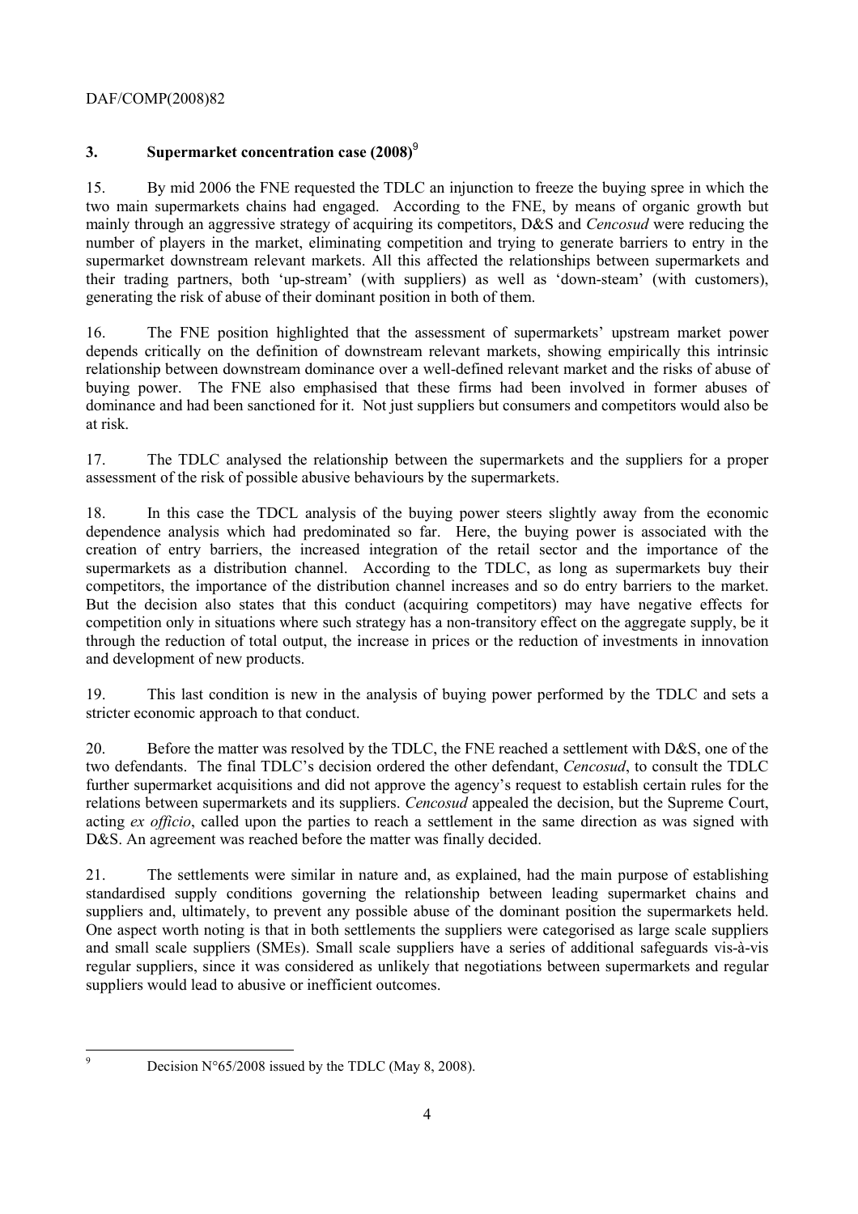## 3. Supermarket concentration case (2008)[9]

15. By mid 2006 the FNE requested the TDLC an injunction to freeze the buying spree in which the two main supermarkets chains had engaged. According to the FNE, by means of organic growth but mainly through an aggressive strategy of acquiring its competitors, D&S and *Cencosud* were reducing the number of players in the market, eliminating competition and trying to generate barriers to entry in the supermarket downstream relevant markets. All this affected the relationships between supermarkets and their trading partners, both 'up-stream' (with suppliers) as well as 'down-steam' (with customers), generating the risk of abuse of their dominant position in both of them.

16. The FNE position highlighted that the assessment of supermarkets' upstream market power depends critically on the definition of downstream relevant markets, showing empirically this intrinsic relationship between downstream dominance over a well-defined relevant market and the risks of abuse of buying power. The FNE also emphasised that these firms had been involved in former abuses of dominance and had been sanctioned for it. Not just suppliers but consumers and competitors would also be at risk.

17. The TDLC analysed the relationship between the supermarkets and the suppliers for a proper assessment of the risk of possible abusive behaviours by the supermarkets.

18. In this case the TDCL analysis of the buying power steers slightly away from the economic dependence analysis which had predominated so far. Here, the buying power is associated with the creation of entry barriers, the increased integration of the retail sector and the importance of the supermarkets as a distribution channel. According to the TDLC, as long as supermarkets buy their competitors, the importance of the distribution channel increases and so do entry barriers to the market. But the decision also states that this conduct (acquiring competitors) may have negative effects for competition only in situations where such strategy has a non-transitory effect on the aggregate supply, be it through the reduction of total output, the increase in prices or the reduction of investments in innovation and development of new products.

19. This last condition is new in the analysis of buying power performed by the TDLC and sets a stricter economic approach to that conduct.

20. Before the matter was resolved by the TDLC, the FNE reached a settlement with D&S, one of the two defendants. The final TDLC's decision ordered the other defendant, *Cencosud*, to consult the TDLC further supermarket acquisitions and did not approve the agency's request to establish certain rules for the relations between supermarkets and its suppliers. *Cencosud* appealed the decision, but the Supreme Court, acting *ex officio*, called upon the parties to reach a settlement in the same direction as was signed with D&S. An agreement was reached before the matter was finally decided.

21. The settlements were similar in nature and, as explained, had the main purpose of establishing standardised supply conditions governing the relationship between leading supermarket chains and suppliers and, ultimately, to prevent any possible abuse of the dominant position the supermarkets held. One aspect worth noting is that in both settlements the suppliers were categorised as large scale suppliers and small scale suppliers (SMEs). Small scale suppliers have a series of additional safeguards vis-à-vis regular suppliers, since it was considered as unlikely that negotiations between supermarkets and regular suppliers would lead to abusive or inefficient outcomes.

[9] Decision N°65/2008 issued by the TDLC (May 8, 2008).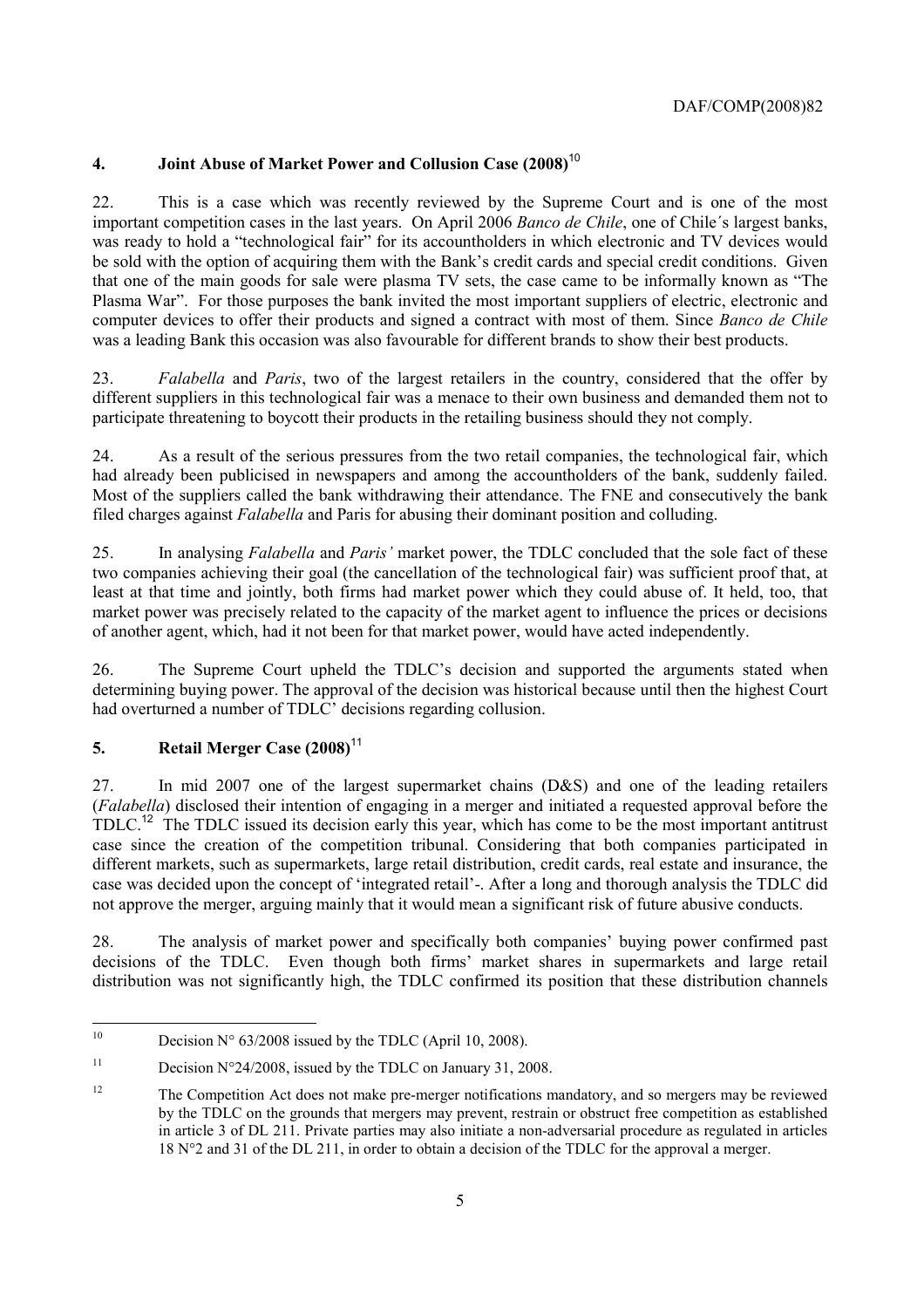## 4. Joint Abuse of Market Power and Collusion Case (2008)[10]

22. This is a case which was recently reviewed by the Supreme Court and is one of the most important competition cases in the last years. On April 2006 *Banco de Chile*, one of Chile´s largest banks, was ready to hold a "technological fair" for its accountholders in which electronic and TV devices would be sold with the option of acquiring them with the Bank's credit cards and special credit conditions. Given that one of the main goods for sale were plasma TV sets, the case came to be informally known as "The Plasma War". For those purposes the bank invited the most important suppliers of electric, electronic and computer devices to offer their products and signed a contract with most of them. Since *Banco de Chile* was a leading Bank this occasion was also favourable for different brands to show their best products.

23. *Falabella* and *Paris*, two of the largest retailers in the country, considered that the offer by different suppliers in this technological fair was a menace to their own business and demanded them not to participate threatening to boycott their products in the retailing business should they not comply.

24. As a result of the serious pressures from the two retail companies, the technological fair, which had already been publicised in newspapers and among the accountholders of the bank, suddenly failed. Most of the suppliers called the bank withdrawing their attendance. The FNE and consecutively the bank filed charges against *Falabella* and Paris for abusing their dominant position and colluding.

25. In analysing *Falabella* and *Paris'* market power, the TDLC concluded that the sole fact of these two companies achieving their goal (the cancellation of the technological fair) was sufficient proof that, at least at that time and jointly, both firms had market power which they could abuse of. It held, too, that market power was precisely related to the capacity of the market agent to influence the prices or decisions of another agent, which, had it not been for that market power, would have acted independently.

26. The Supreme Court upheld the TDLC's decision and supported the arguments stated when determining buying power. The approval of the decision was historical because until then the highest Court had overturned a number of TDLC' decisions regarding collusion.

## 5. Retail Merger Case (2008)[11]

27. In mid 2007 one of the largest supermarket chains (D&S) and one of the leading retailers (*Falabella*) disclosed their intention of engaging in a merger and initiated a requested approval before the TDLC.[12] The TDLC issued its decision early this year, which has come to be the most important antitrust case since the creation of the competition tribunal. Considering that both companies participated in different markets, such as supermarkets, large retail distribution, credit cards, real estate and insurance, the case was decided upon the concept of 'integrated retail'-. After a long and thorough analysis the TDLC did not approve the merger, arguing mainly that it would mean a significant risk of future abusive conducts.

28. The analysis of market power and specifically both companies' buying power confirmed past decisions of the TDLC. Even though both firms' market shares in supermarkets and large retail distribution was not significantly high, the TDLC confirmed its position that these distribution channels

---

[10] Decision N° 63/2008 issued by the TDLC (April 10, 2008).

[11] Decision N°24/2008, issued by the TDLC on January 31, 2008.

[12] The Competition Act does not make pre-merger notifications mandatory, and so mergers may be reviewed by the TDLC on the grounds that mergers may prevent, restrain or obstruct free competition as established in article 3 of DL 211. Private parties may also initiate a non-adversarial procedure as regulated in articles 18 N°2 and 31 of the DL 211, in order to obtain a decision of the TDLC for the approval a merger.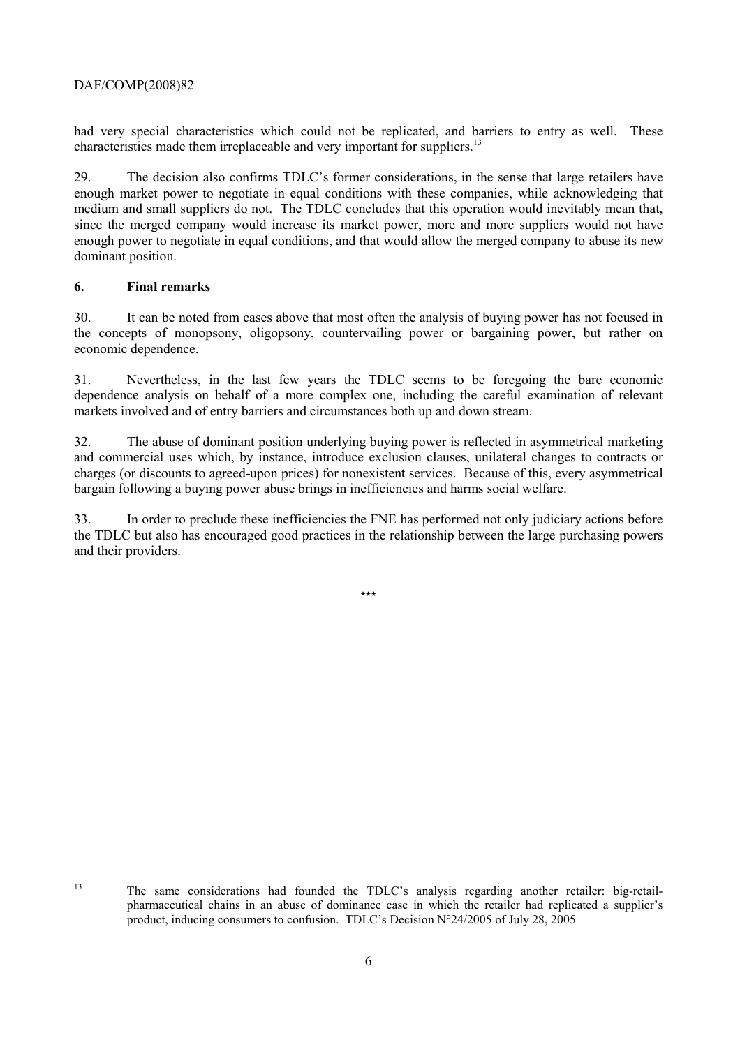had very special characteristics which could not be replicated, and barriers to entry as well. These characteristics made them irreplaceable and very important for suppliers.[13]

29. The decision also confirms TDLC's former considerations, in the sense that large retailers have enough market power to negotiate in equal conditions with these companies, while acknowledging that medium and small suppliers do not. The TDLC concludes that this operation would inevitably mean that, since the merged company would increase its market power, more and more suppliers would not have enough power to negotiate in equal conditions, and that would allow the merged company to abuse its new dominant position.

## 6. Final remarks

30. It can be noted from cases above that most often the analysis of buying power has not focused in the concepts of monopsony, oligopsony, countervailing power or bargaining power, but rather on economic dependence.

31. Nevertheless, in the last few years the TDLC seems to be foregoing the bare economic dependence analysis on behalf of a more complex one, including the careful examination of relevant markets involved and of entry barriers and circumstances both up and down stream.

32. The abuse of dominant position underlying buying power is reflected in asymmetrical marketing and commercial uses which, by instance, introduce exclusion clauses, unilateral changes to contracts or charges (or discounts to agreed-upon prices) for nonexistent services. Because of this, every asymmetrical bargain following a buying power abuse brings in inefficiencies and harms social welfare.

33. In order to preclude these inefficiencies the FNE has performed not only judiciary actions before the TDLC but also has encouraged good practices in the relationship between the large purchasing powers and their providers.

\*\*\*

[13] The same considerations had founded the TDLC's analysis regarding another retailer: big-retail-pharmaceutical chains in an abuse of dominance case in which the retailer had replicated a supplier's product, inducing consumers to confusion. TDLC's Decision N°24/2005 of July 28, 2005